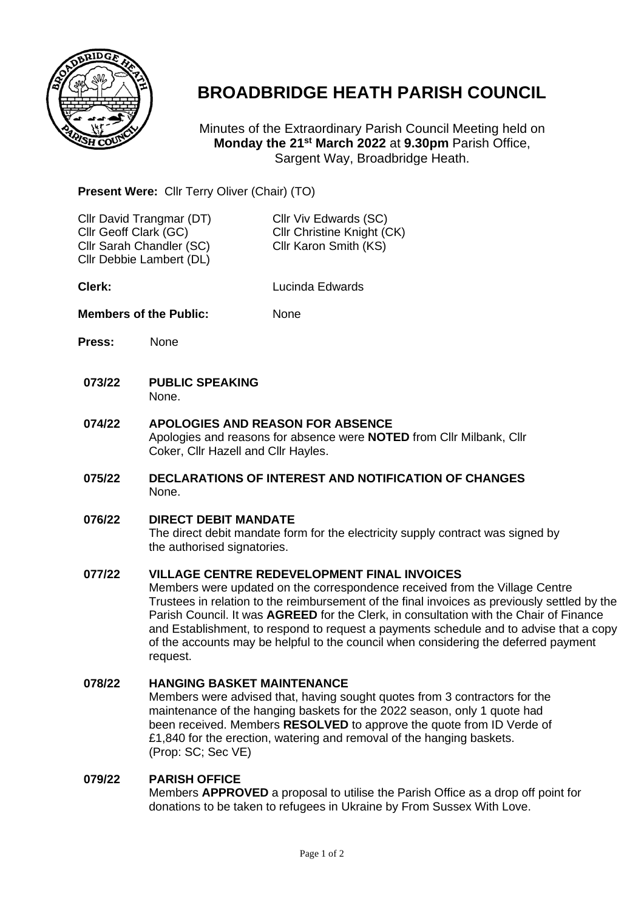# BROADBRIDGE HEATH PARISH COUNCIL

Minutes of the Extraordinary Parish Council Meeting held on **Monday the 21st March 2022** at **9.30pm** Parish Office, Sargent Way, Broadbridge Heath.

**Present Were:** Cllr Terry Oliver (Chair) (TO)

Cllr David Trangmar (DT)
Cllr Geoff Clark (GC)
Cllr Sarah Chandler (SC)
Cllr Debbie Lambert (DL)
Cllr Viv Edwards (SC)
Cllr Christine Knight (CK)
Cllr Karon Smith (KS)

**Clerk:** Lucinda Edwards

**Members of the Public:** None

**Press:** None

**073/22 PUBLIC SPEAKING**
None.

**074/22 APOLOGIES AND REASON FOR ABSENCE**
Apologies and reasons for absence were **NOTED** from Cllr Milbank, Cllr Coker, Cllr Hazell and Cllr Hayles.

**075/22 DECLARATIONS OF INTEREST AND NOTIFICATION OF CHANGES**
None.

**076/22 DIRECT DEBIT MANDATE**
The direct debit mandate form for the electricity supply contract was signed by the authorised signatories.

**077/22 VILLAGE CENTRE REDEVELOPMENT FINAL INVOICES**
Members were updated on the correspondence received from the Village Centre Trustees in relation to the reimbursement of the final invoices as previously settled by the Parish Council. It was **AGREED** for the Clerk, in consultation with the Chair of Finance and Establishment, to respond to request a payments schedule and to advise that a copy of the accounts may be helpful to the council when considering the deferred payment request.

**078/22 HANGING BASKET MAINTENANCE**
Members were advised that, having sought quotes from 3 contractors for the maintenance of the hanging baskets for the 2022 season, only 1 quote had been received. Members **RESOLVED** to approve the quote from ID Verde of £1,840 for the erection, watering and removal of the hanging baskets. (Prop: SC; Sec VE)

**079/22 PARISH OFFICE**
Members **APPROVED** a proposal to utilise the Parish Office as a drop off point for donations to be taken to refugees in Ukraine by From Sussex With Love.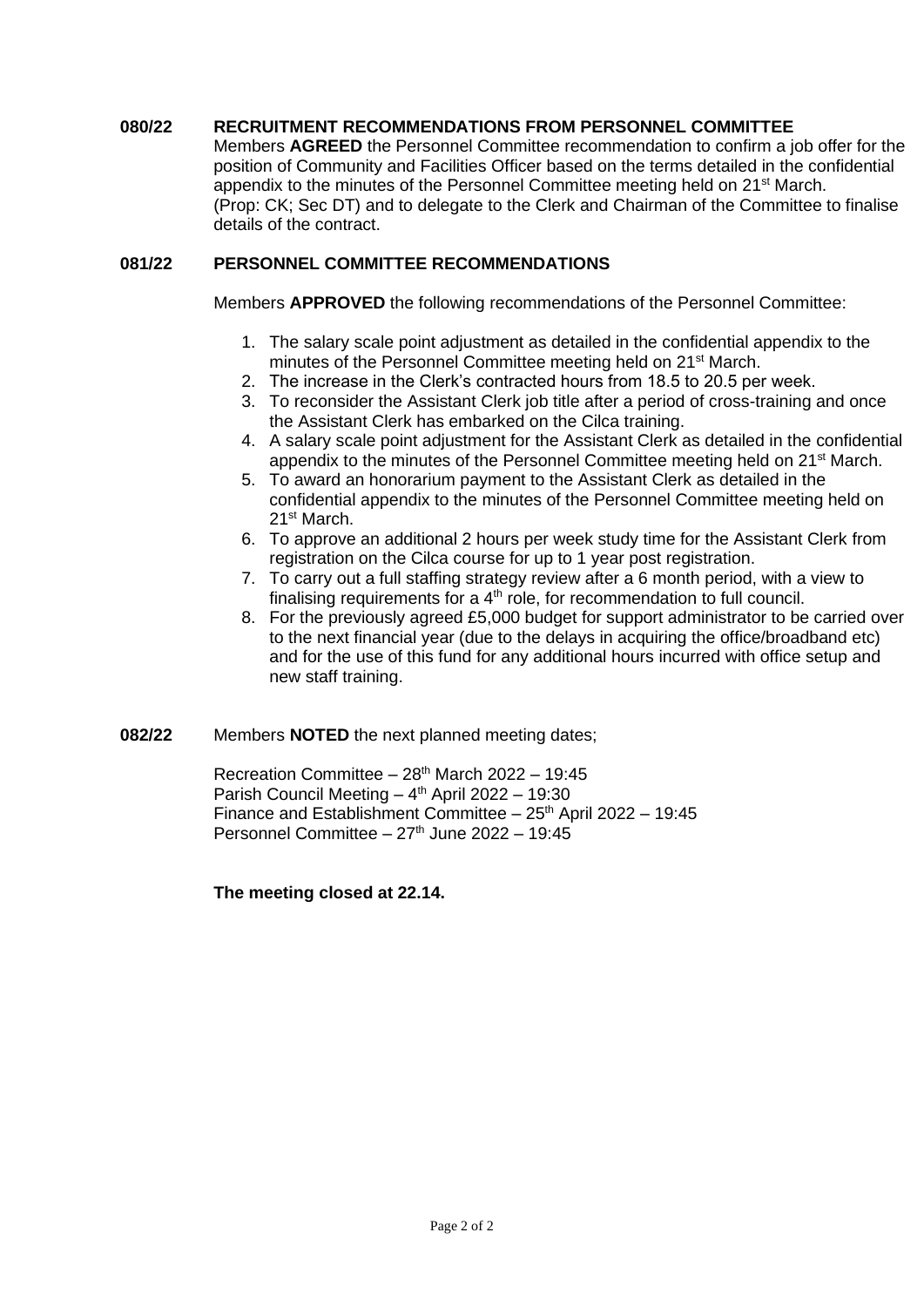**080/22 RECRUITMENT RECOMMENDATIONS FROM PERSONNEL COMMITTEE**

Members **AGREED** the Personnel Committee recommendation to confirm a job offer for the position of Community and Facilities Officer based on the terms detailed in the confidential appendix to the minutes of the Personnel Committee meeting held on 21st March. (Prop: CK; Sec DT) and to delegate to the Clerk and Chairman of the Committee to finalise details of the contract.

**081/22 PERSONNEL COMMITTEE RECOMMENDATIONS**

Members **APPROVED** the following recommendations of the Personnel Committee:

1. The salary scale point adjustment as detailed in the confidential appendix to the minutes of the Personnel Committee meeting held on 21st March.
2. The increase in the Clerk's contracted hours from 18.5 to 20.5 per week.
3. To reconsider the Assistant Clerk job title after a period of cross-training and once the Assistant Clerk has embarked on the Cilca training.
4. A salary scale point adjustment for the Assistant Clerk as detailed in the confidential appendix to the minutes of the Personnel Committee meeting held on 21st March.
5. To award an honorarium payment to the Assistant Clerk as detailed in the confidential appendix to the minutes of the Personnel Committee meeting held on 21st March.
6. To approve an additional 2 hours per week study time for the Assistant Clerk from registration on the Cilca course for up to 1 year post registration.
7. To carry out a full staffing strategy review after a 6 month period, with a view to finalising requirements for a 4th role, for recommendation to full council.
8. For the previously agreed £5,000 budget for support administrator to be carried over to the next financial year (due to the delays in acquiring the office/broadband etc) and for the use of this fund for any additional hours incurred with office setup and new staff training.

**082/22** Members **NOTED** the next planned meeting dates;

Recreation Committee – 28th March 2022 – 19:45
Parish Council Meeting – 4th April 2022 – 19:30
Finance and Establishment Committee – 25th April 2022 – 19:45
Personnel Committee – 27th June 2022 – 19:45

**The meeting closed at 22.14.**